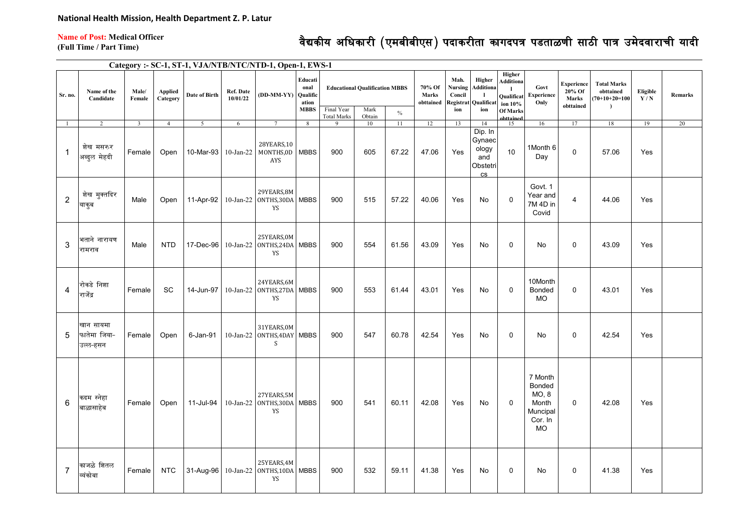**National Health Mission, Health Department Z. P. Latur**

**Name of Post: Medical Officer**
**(Full Time / Part Time)**

# वैद्यकीय अधिकारी (एमबीबीएस) पदाकरीता कागदपत्र पडताळणी साठी पात्र उमेदवाराची यादी

**Category :- SC-1, ST-1, VJA/NTB/NTC/NTD-1, Open-1, EWS-1**

| Sr. no. | Name of the Candidate | Male/ Female | Applied Category | Date of Birth | Ref. Date 10/01/22 | (DD-MM-YY) | Educational Qualification MBBS | Educational Qualification MBBS | | | 70% Of Marks obttained | Mah. Nursing Concil Registration | Higher Additional Qualification | Higher Additional Qualification 10% Of Marks obtained | Govt Experience Only | Experience 20% Of Marks obttained | Total Marks obtained (70+10+20=100) | Eligible Y / N | Remarks |
|---|---|---|---|---|---|---|---|---|---|---|---|---|---|---|---|---|---|---|---|
| | | | | | | | | Final Year Total Marks | Mark Obtain | % | | | | | | | | | |
| 1 | 2 | 3 | 4 | 5 | 6 | 7 | 8 | 9 | 10 | 11 | 12 | 13 | 14 | 15 | 16 | 17 | 18 | 19 | 20 |
| 1 | शेख मसरुर अब्दुल मेहदी | Female | Open | 10-Mar-93 | 10-Jan-22 | 28YEARS,10 MONTHS,0D AYS | MBBS | 900 | 605 | 67.22 | 47.06 | Yes | Dip. In Gynaecology and Obstetrics | 10 | 1Month 6 Day | 0 | 57.06 | Yes | |
| 2 | शेख मुक्तदिर याकुब | Male | Open | 11-Apr-92 | 10-Jan-22 | 29YEARS,8M ONTHS,30DA YS | MBBS | 900 | 515 | 57.22 | 40.06 | Yes | No | 0 | Govt. 1 Year and 7M 4D in Covid | 4 | 44.06 | Yes | |
| 3 | भताने नारायण रामराव | Male | NTD | 17-Dec-96 | 10-Jan-22 | 25YEARS,0M ONTHS,24DA YS | MBBS | 900 | 554 | 61.56 | 43.09 | Yes | No | 0 | No | 0 | 43.09 | Yes | |
| 4 | रोकडे निशा राजेंद्र | Female | SC | 14-Jun-97 | 10-Jan-22 | 24YEARS,6M ONTHS,27DA YS | MBBS | 900 | 553 | 61.44 | 43.01 | Yes | No | 0 | 10Month Bonded MO | 0 | 43.01 | Yes | |
| 5 | खान सायमा फातेमा जिया-उल्ल-हसन | Female | Open | 6-Jan-91 | 10-Jan-22 | 31YEARS,0M ONTHS,4DAY S | MBBS | 900 | 547 | 60.78 | 42.54 | Yes | No | 0 | No | 0 | 42.54 | Yes | |
| 6 | कदम स्नेहा बाळासाहेब | Female | Open | 11-Jul-94 | 10-Jan-22 | 27YEARS,5M ONTHS,30DA YS | MBBS | 900 | 541 | 60.11 | 42.08 | Yes | No | 0 | 7 Month Bonded MO, 8 Month Muncipal Cor. In MO | 0 | 42.08 | Yes | |
| 7 | काजळे शितल व्यंकोबा | Female | NTC | 31-Aug-96 | 10-Jan-22 | 25YEARS,4M ONTHS,10DA YS | MBBS | 900 | 532 | 59.11 | 41.38 | Yes | No | 0 | No | 0 | 41.38 | Yes | |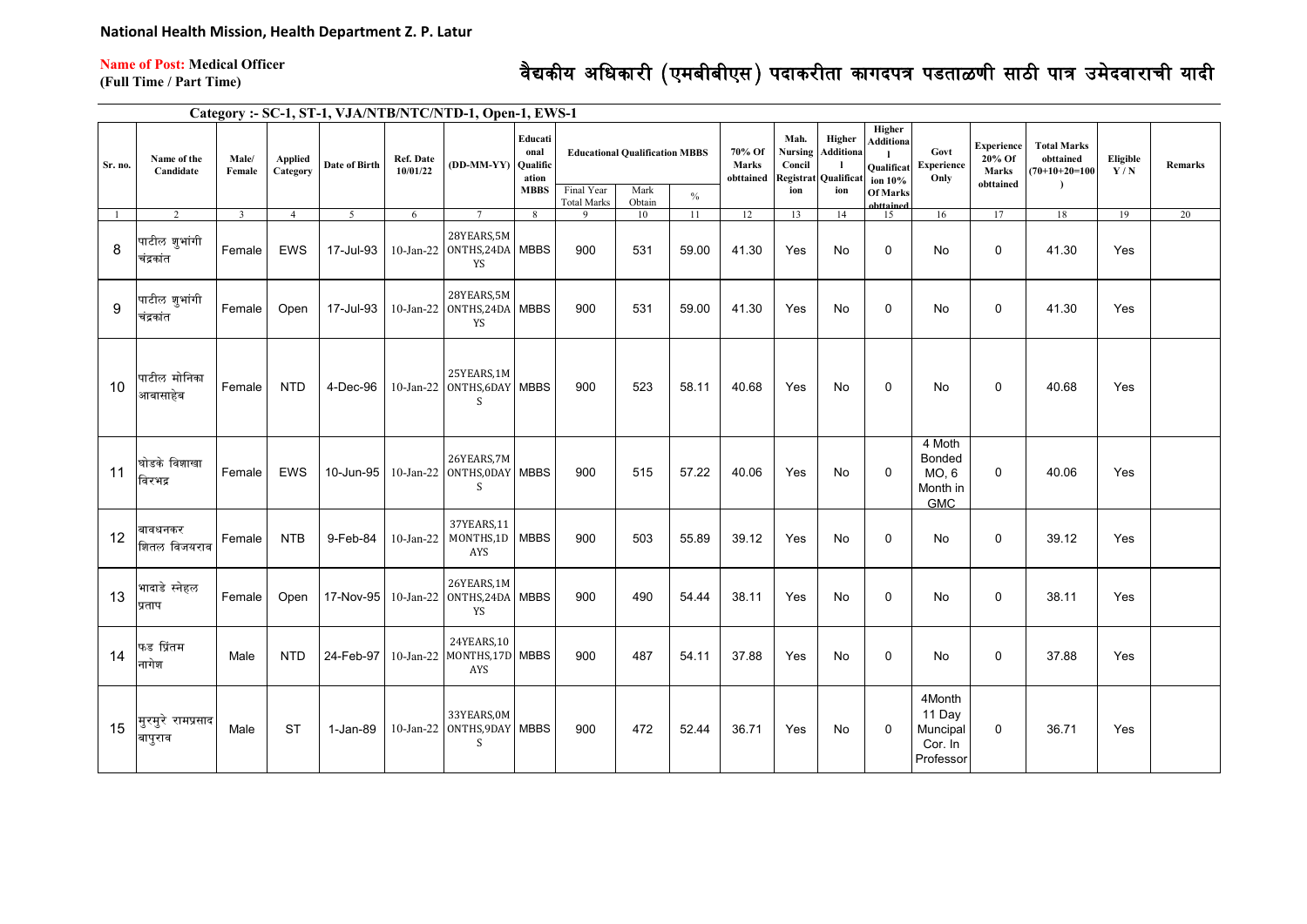**National Health Mission, Health Department Z. P. Latur**

**Name of Post: Medical Officer**
**(Full Time / Part Time)**

# वैद्यकीय अधिकारी (एमबीबीएस) पदाकरीता कागदपत्र पडताळणी साठी पात्र उमेदवाराची यादी

**Category :- SC-1, ST-1, VJA/NTB/NTC/NTD-1, Open-1, EWS-1**

| Sr. no. | Name of the Candidate | Male/ Female | Applied Category | Date of Birth | Ref. Date 10/01/22 | (DD-MM-YY) | Educational Qualification MBBS | Educational Qualification MBBS | | | 70% Of Marks obttained | Mah. Nursing Concil Registration | Higher Additional Qualification | Higher Additional Qualification 10% Of Marks obtained | Govt Experience Only | Experience 20% Of Marks obttained | Total Marks obttained (70+10+20=100) | Eligible Y / N | Remarks |
|---|---|---|---|---|---|---|---|---|---|---|---|---|---|---|---|---|---|---|---|
| | | | | | | | MBBS | Final Year Total Marks | Mark Obtain | % | | | | | | | | | |
| 1 | 2 | 3 | 4 | 5 | 6 | 7 | 8 | 9 | 10 | 11 | 12 | 13 | 14 | 15 | 16 | 17 | 18 | 19 | 20 |
| 8 | पाटील शुभांगी चंद्रकांत | Female | EWS | 17-Jul-93 | 10-Jan-22 | 28YEARS,5MONTHS,24DAYS | MBBS | 900 | 531 | 59.00 | 41.30 | Yes | No | 0 | No | 0 | 41.30 | Yes | |
| 9 | पाटील शुभांगी चंद्रकांत | Female | Open | 17-Jul-93 | 10-Jan-22 | 28YEARS,5MONTHS,24DAYS | MBBS | 900 | 531 | 59.00 | 41.30 | Yes | No | 0 | No | 0 | 41.30 | Yes | |
| 10 | पाटील मोनिका आवासाहेब | Female | NTD | 4-Dec-96 | 10-Jan-22 | 25YEARS,1MONTHS,6DAYS | MBBS | 900 | 523 | 58.11 | 40.68 | Yes | No | 0 | No | 0 | 40.68 | Yes | |
| 11 | घोडके विशाखा विरभद्र | Female | EWS | 10-Jun-95 | 10-Jan-22 | 26YEARS,7MONTHS,0DAYS | MBBS | 900 | 515 | 57.22 | 40.06 | Yes | No | 0 | 4 Moth Bonded MO, 6 Month in GMC | 0 | 40.06 | Yes | |
| 12 | बावधनकर शितल विजयराव | Female | NTB | 9-Feb-84 | 10-Jan-22 | 37YEARS,11MONTHS,1DAYS | MBBS | 900 | 503 | 55.89 | 39.12 | Yes | No | 0 | No | 0 | 39.12 | Yes | |
| 13 | भादाडे स्नेहल प्रताप | Female | Open | 17-Nov-95 | 10-Jan-22 | 26YEARS,1MONTHS,24DAYS | MBBS | 900 | 490 | 54.44 | 38.11 | Yes | No | 0 | No | 0 | 38.11 | Yes | |
| 14 | फड प्रिंतम नागेश | Male | NTD | 24-Feb-97 | 10-Jan-22 | 24YEARS,10MONTHS,17DAYS | MBBS | 900 | 487 | 54.11 | 37.88 | Yes | No | 0 | No | 0 | 37.88 | Yes | |
| 15 | मुरमुरे रामप्रसाद बापुराव | Male | ST | 1-Jan-89 | 10-Jan-22 | 33YEARS,0MONTHS,9DAYS | MBBS | 900 | 472 | 52.44 | 36.71 | Yes | No | 0 | 4Month 11 Day Muncipal Cor. In Professor | 0 | 36.71 | Yes | |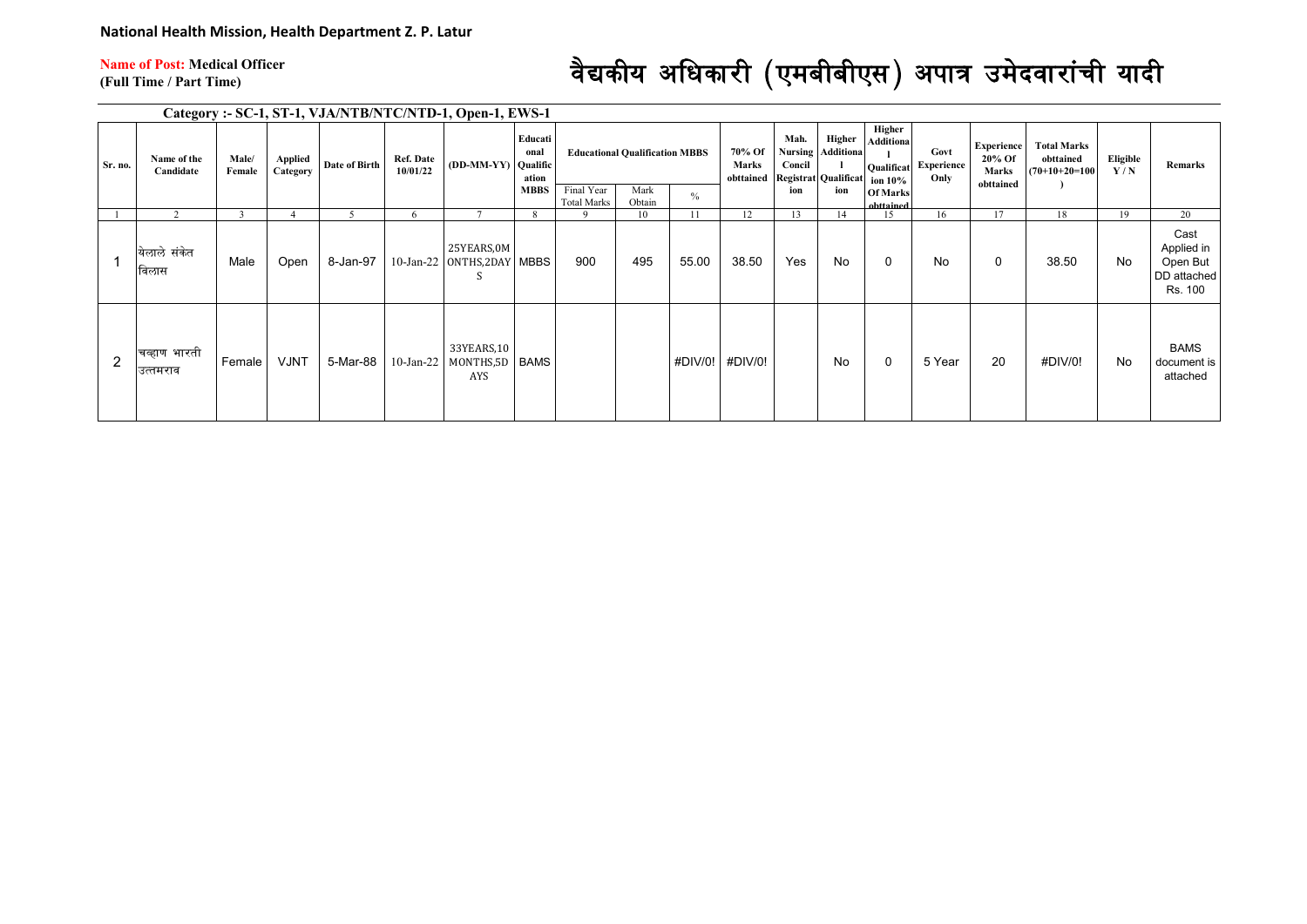**National Health Mission, Health Department Z. P. Latur**

**Name of Post:** **Medical Officer**
**(Full Time / Part Time)**

# वैद्यकीय अधिकारी (एमबीबीएस) अपात्र उमेदवारांची यादी

**Category :- SC-1, ST-1, VJA/NTB/NTC/NTD-1, Open-1, EWS-1**

| Sr. no. | Name of the Candidate | Male/ Female | Applied Category | Date of Birth | Ref. Date 10/01/22 | (DD-MM-YY) | Educational Qualification | Educational Qualification MBBS | | | 70% Of Marks obttained | Mah. Nursing Concil Registration | Higher Additional Qualification | Higher Additional Qualification 10% Of Marks obtained | Govt Experience Only | Experience 20% Of Marks obttained | Total Marks obttained (70+10+20=100) | Eligible Y / N | Remarks |
|---|---|---|---|---|---|---|---|---|---|---|---|---|---|---|---|---|---|---|---|
| | | | | | | | MBBS | Final Year Total Marks | Mark Obtain | % | | | | | | | | | |
| 1 | 2 | 3 | 4 | 5 | 6 | 7 | 8 | 9 | 10 | 11 | 12 | 13 | 14 | 15 | 16 | 17 | 18 | 19 | 20 |
| 1 | येलाले संकेत विलास | Male | Open | 8-Jan-97 | 10-Jan-22 | 25YEARS,0MONTHS,2DAYS | MBBS | 900 | 495 | 55.00 | 38.50 | Yes | No | 0 | No | 0 | 38.50 | No | Cast Applied in Open But DD attached Rs. 100 |
| 2 | चव्हाण भारती उत्तमराव | Female | VJNT | 5-Mar-88 | 10-Jan-22 | 33YEARS,10MONTHS,5DAYS | BAMS | | | #DIV/0! | #DIV/0! | | No | 0 | 5 Year | 20 | #DIV/0! | No | BAMS document is attached |